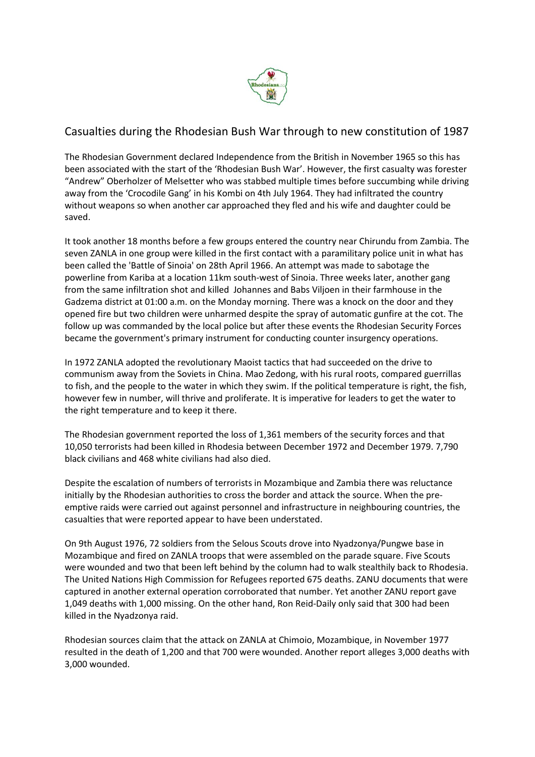# Casualties during the Rhodesian Bush War through to new constitution of 1987

The Rhodesian Government declared Independence from the British in November 1965 so this has been associated with the start of the 'Rhodesian Bush War'. However, the first casualty was forester "Andrew" Oberholzer of Melsetter who was stabbed multiple times before succumbing while driving away from the 'Crocodile Gang' in his Kombi on 4th July 1964. They had infiltrated the country without weapons so when another car approached they fled and his wife and daughter could be saved.

It took another 18 months before a few groups entered the country near Chirundu from Zambia. The seven ZANLA in one group were killed in the first contact with a paramilitary police unit in what has been called the 'Battle of Sinoia' on 28th April 1966. An attempt was made to sabotage the powerline from Kariba at a location 11km south-west of Sinoia. Three weeks later, another gang from the same infiltration shot and killed Johannes and Babs Viljoen in their farmhouse in the Gadzema district at 01:00 a.m. on the Monday morning. There was a knock on the door and they opened fire but two children were unharmed despite the spray of automatic gunfire at the cot. The follow up was commanded by the local police but after these events the Rhodesian Security Forces became the government's primary instrument for conducting counter insurgency operations.

In 1972 ZANLA adopted the revolutionary Maoist tactics that had succeeded on the drive to communism away from the Soviets in China. Mao Zedong, with his rural roots, compared guerrillas to fish, and the people to the water in which they swim. If the political temperature is right, the fish, however few in number, will thrive and proliferate. It is imperative for leaders to get the water to the right temperature and to keep it there.

The Rhodesian government reported the loss of 1,361 members of the security forces and that 10,050 terrorists had been killed in Rhodesia between December 1972 and December 1979. 7,790 black civilians and 468 white civilians had also died.

Despite the escalation of numbers of terrorists in Mozambique and Zambia there was reluctance initially by the Rhodesian authorities to cross the border and attack the source. When the pre-emptive raids were carried out against personnel and infrastructure in neighbouring countries, the casualties that were reported appear to have been understated.

On 9th August 1976, 72 soldiers from the Selous Scouts drove into Nyadzonya/Pungwe base in Mozambique and fired on ZANLA troops that were assembled on the parade square. Five Scouts were wounded and two that been left behind by the column had to walk stealthily back to Rhodesia. The United Nations High Commission for Refugees reported 675 deaths. ZANU documents that were captured in another external operation corroborated that number. Yet another ZANU report gave 1,049 deaths with 1,000 missing. On the other hand, Ron Reid-Daily only said that 300 had been killed in the Nyadzonya raid.

Rhodesian sources claim that the attack on ZANLA at Chimoio, Mozambique, in November 1977 resulted in the death of 1,200 and that 700 were wounded. Another report alleges 3,000 deaths with 3,000 wounded.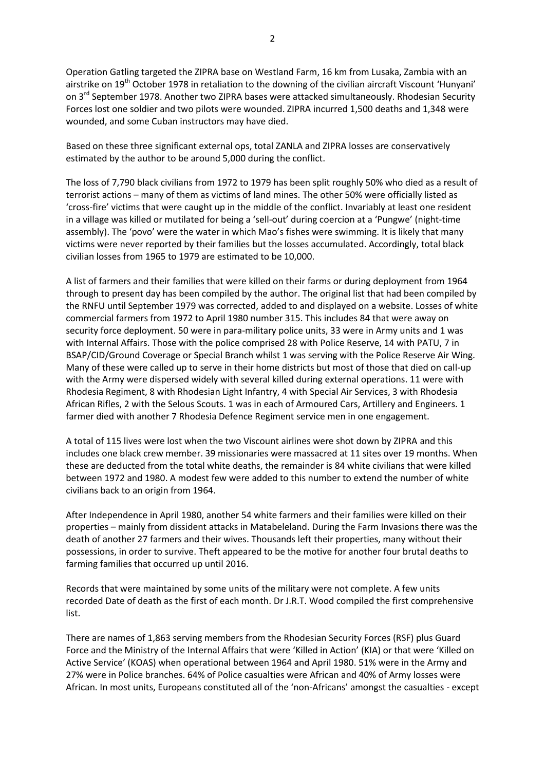Operation Gatling targeted the ZIPRA base on Westland Farm, 16 km from Lusaka, Zambia with an airstrike on 19th October 1978 in retaliation to the downing of the civilian aircraft Viscount 'Hunyani' on 3rd September 1978. Another two ZIPRA bases were attacked simultaneously. Rhodesian Security Forces lost one soldier and two pilots were wounded. ZIPRA incurred 1,500 deaths and 1,348 were wounded, and some Cuban instructors may have died.

Based on these three significant external ops, total ZANLA and ZIPRA losses are conservatively estimated by the author to be around 5,000 during the conflict.

The loss of 7,790 black civilians from 1972 to 1979 has been split roughly 50% who died as a result of terrorist actions – many of them as victims of land mines. The other 50% were officially listed as 'cross-fire' victims that were caught up in the middle of the conflict. Invariably at least one resident in a village was killed or mutilated for being a 'sell-out' during coercion at a 'Pungwe' (night-time assembly). The 'povo' were the water in which Mao's fishes were swimming. It is likely that many victims were never reported by their families but the losses accumulated. Accordingly, total black civilian losses from 1965 to 1979 are estimated to be 10,000.

A list of farmers and their families that were killed on their farms or during deployment from 1964 through to present day has been compiled by the author. The original list that had been compiled by the RNFU until September 1979 was corrected, added to and displayed on a website. Losses of white commercial farmers from 1972 to April 1980 number 315. This includes 84 that were away on security force deployment. 50 were in para-military police units, 33 were in Army units and 1 was with Internal Affairs. Those with the police comprised 28 with Police Reserve, 14 with PATU, 7 in BSAP/CID/Ground Coverage or Special Branch whilst 1 was serving with the Police Reserve Air Wing. Many of these were called up to serve in their home districts but most of those that died on call-up with the Army were dispersed widely with several killed during external operations. 11 were with Rhodesia Regiment, 8 with Rhodesian Light Infantry, 4 with Special Air Services, 3 with Rhodesia African Rifles, 2 with the Selous Scouts. 1 was in each of Armoured Cars, Artillery and Engineers. 1 farmer died with another 7 Rhodesia Defence Regiment service men in one engagement.

A total of 115 lives were lost when the two Viscount airlines were shot down by ZIPRA and this includes one black crew member. 39 missionaries were massacred at 11 sites over 19 months. When these are deducted from the total white deaths, the remainder is 84 white civilians that were killed between 1972 and 1980. A modest few were added to this number to extend the number of white civilians back to an origin from 1964.

After Independence in April 1980, another 54 white farmers and their families were killed on their properties – mainly from dissident attacks in Matabeleland. During the Farm Invasions there was the death of another 27 farmers and their wives. Thousands left their properties, many without their possessions, in order to survive. Theft appeared to be the motive for another four brutal deaths to farming families that occurred up until 2016.

Records that were maintained by some units of the military were not complete. A few units recorded Date of death as the first of each month. Dr J.R.T. Wood compiled the first comprehensive list.

There are names of 1,863 serving members from the Rhodesian Security Forces (RSF) plus Guard Force and the Ministry of the Internal Affairs that were 'Killed in Action' (KIA) or that were 'Killed on Active Service' (KOAS) when operational between 1964 and April 1980. 51% were in the Army and 27% were in Police branches. 64% of Police casualties were African and 40% of Army losses were African. In most units, Europeans constituted all of the 'non-Africans' amongst the casualties - except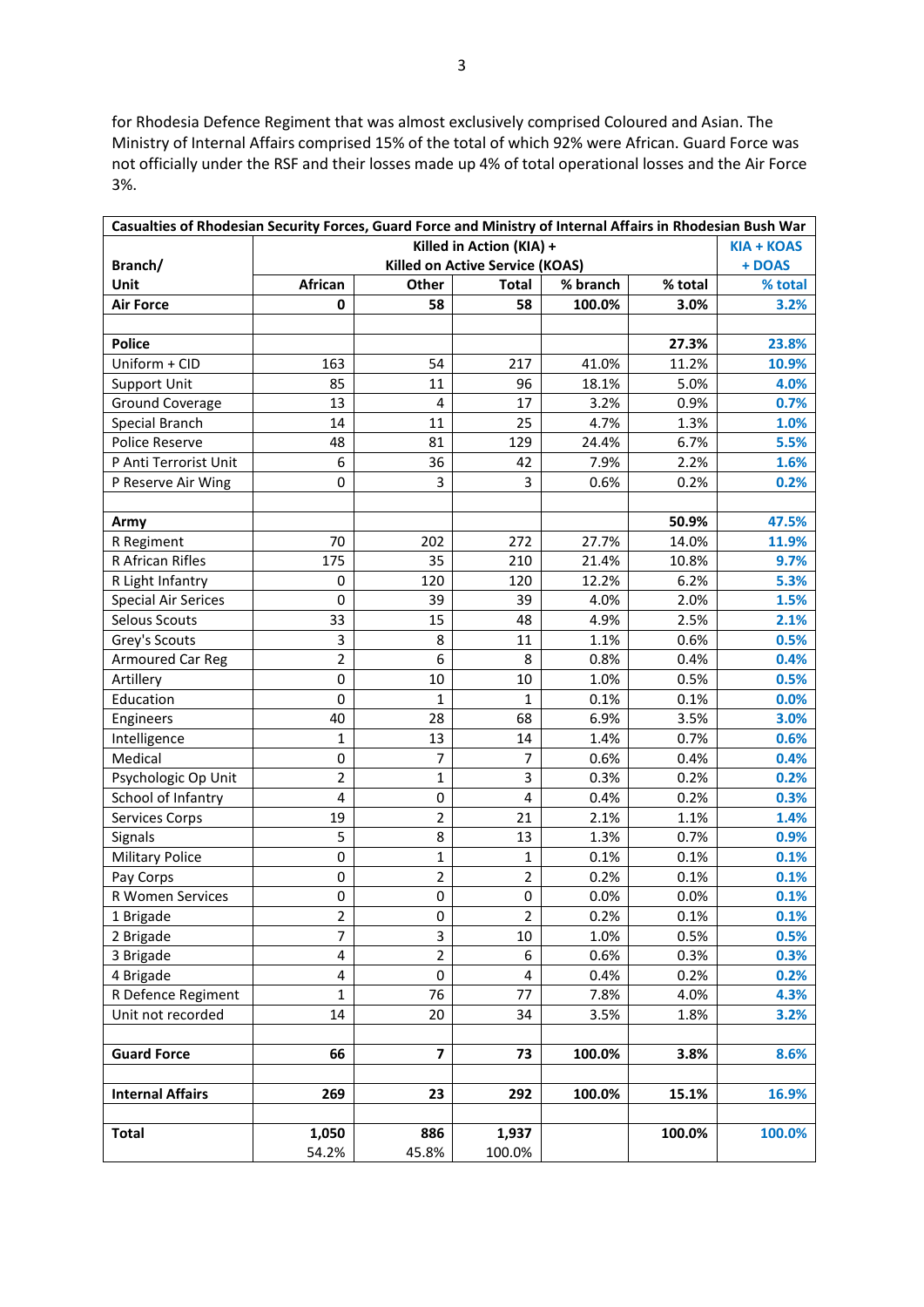for Rhodesia Defence Regiment that was almost exclusively comprised Coloured and Asian. The Ministry of Internal Affairs comprised 15% of the total of which 92% were African. Guard Force was not officially under the RSF and their losses made up 4% of total operational losses and the Air Force 3%.

| Casualties of Rhodesian Security Forces, Guard Force and Ministry of Internal Affairs in Rhodesian Bush War | | | | | | |
|---|---|---|---|---|---|---|
| Branch/ | Killed in Action (KIA) + Killed on Active Service (KOAS) | | | | | KIA + KOAS + DOAS |
| Unit | African | Other | Total | % branch | % total | % total |
| **Air Force** | **0** | **58** | **58** | **100.0%** | **3.0%** | **3.2%** |
| | | | | | | |
| **Police** | | | | | **27.3%** | **23.8%** |
| Uniform + CID | 163 | 54 | 217 | 41.0% | 11.2% | **10.9%** |
| Support Unit | 85 | 11 | 96 | 18.1% | 5.0% | **4.0%** |
| Ground Coverage | 13 | 4 | 17 | 3.2% | 0.9% | **0.7%** |
| Special Branch | 14 | 11 | 25 | 4.7% | 1.3% | **1.0%** |
| Police Reserve | 48 | 81 | 129 | 24.4% | 6.7% | **5.5%** |
| P Anti Terrorist Unit | 6 | 36 | 42 | 7.9% | 2.2% | **1.6%** |
| P Reserve Air Wing | 0 | 3 | 3 | 0.6% | 0.2% | **0.2%** |
| | | | | | | |
| **Army** | | | | | **50.9%** | **47.5%** |
| R Regiment | 70 | 202 | 272 | 27.7% | 14.0% | **11.9%** |
| R African Rifles | 175 | 35 | 210 | 21.4% | 10.8% | **9.7%** |
| R Light Infantry | 0 | 120 | 120 | 12.2% | 6.2% | **5.3%** |
| Special Air Serices | 0 | 39 | 39 | 4.0% | 2.0% | **1.5%** |
| Selous Scouts | 33 | 15 | 48 | 4.9% | 2.5% | **2.1%** |
| Grey's Scouts | 3 | 8 | 11 | 1.1% | 0.6% | **0.5%** |
| Armoured Car Reg | 2 | 6 | 8 | 0.8% | 0.4% | **0.4%** |
| Artillery | 0 | 10 | 10 | 1.0% | 0.5% | **0.5%** |
| Education | 0 | 1 | 1 | 0.1% | 0.1% | **0.0%** |
| Engineers | 40 | 28 | 68 | 6.9% | 3.5% | **3.0%** |
| Intelligence | 1 | 13 | 14 | 1.4% | 0.7% | **0.6%** |
| Medical | 0 | 7 | 7 | 0.6% | 0.4% | **0.4%** |
| Psychologic Op Unit | 2 | 1 | 3 | 0.3% | 0.2% | **0.2%** |
| School of Infantry | 4 | 0 | 4 | 0.4% | 0.2% | **0.3%** |
| Services Corps | 19 | 2 | 21 | 2.1% | 1.1% | **1.4%** |
| Signals | 5 | 8 | 13 | 1.3% | 0.7% | **0.9%** |
| Military Police | 0 | 1 | 1 | 0.1% | 0.1% | **0.1%** |
| Pay Corps | 0 | 2 | 2 | 0.2% | 0.1% | **0.1%** |
| R Women Services | 0 | 0 | 0 | 0.0% | 0.0% | **0.1%** |
| 1 Brigade | 2 | 0 | 2 | 0.2% | 0.1% | **0.1%** |
| 2 Brigade | 7 | 3 | 10 | 1.0% | 0.5% | **0.5%** |
| 3 Brigade | 4 | 2 | 6 | 0.6% | 0.3% | **0.3%** |
| 4 Brigade | 4 | 0 | 4 | 0.4% | 0.2% | **0.2%** |
| R Defence Regiment | 1 | 76 | 77 | 7.8% | 4.0% | **4.3%** |
| Unit not recorded | 14 | 20 | 34 | 3.5% | 1.8% | **3.2%** |
| | | | | | | |
| **Guard Force** | **66** | **7** | **73** | **100.0%** | **3.8%** | **8.6%** |
| | | | | | | |
| **Internal Affairs** | **269** | **23** | **292** | **100.0%** | **15.1%** | **16.9%** |
| | | | | | | |
| **Total** | **1,050** 54.2% | **886** 45.8% | **1,937** 100.0% | | **100.0%** | **100.0%** |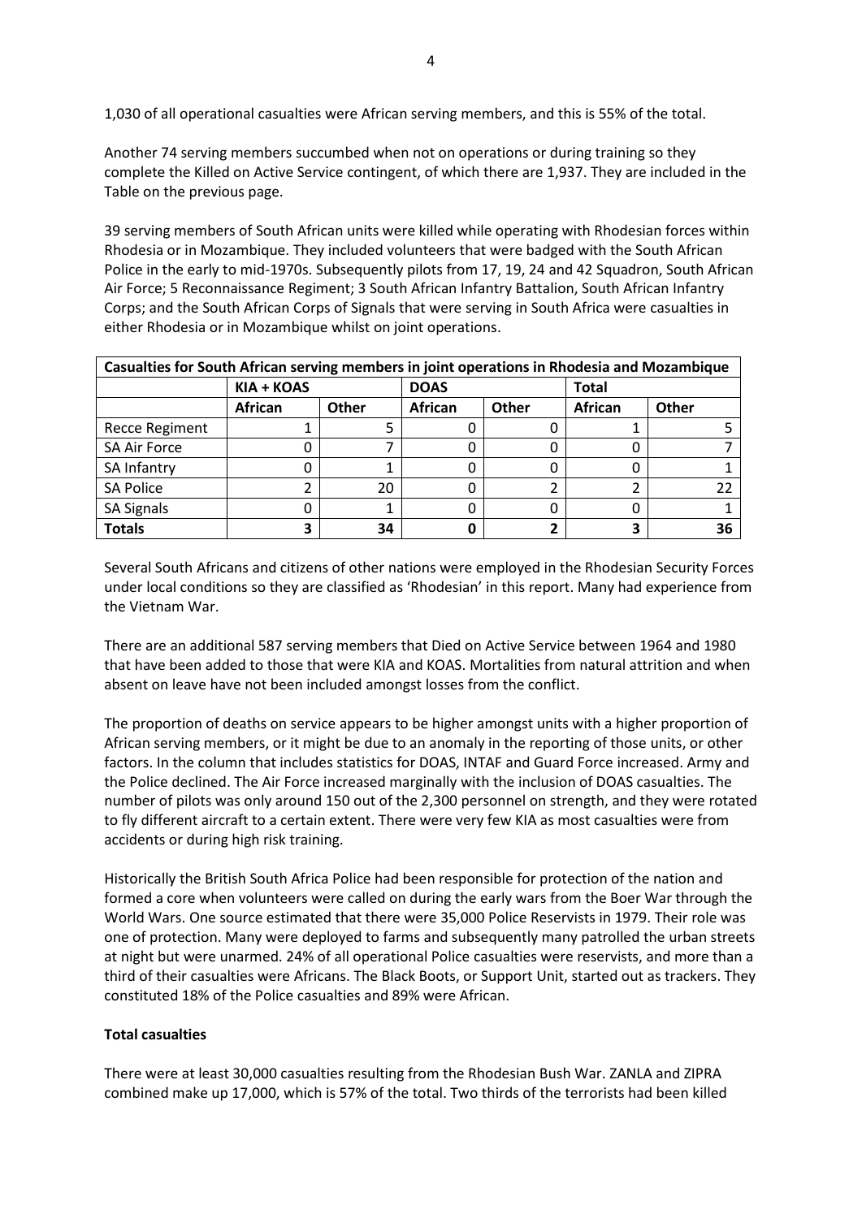1,030 of all operational casualties were African serving members, and this is 55% of the total.

Another 74 serving members succumbed when not on operations or during training so they complete the Killed on Active Service contingent, of which there are 1,937. They are included in the Table on the previous page.

39 serving members of South African units were killed while operating with Rhodesian forces within Rhodesia or in Mozambique. They included volunteers that were badged with the South African Police in the early to mid-1970s. Subsequently pilots from 17, 19, 24 and 42 Squadron, South African Air Force; 5 Reconnaissance Regiment; 3 South African Infantry Battalion, South African Infantry Corps; and the South African Corps of Signals that were serving in South Africa were casualties in either Rhodesia or in Mozambique whilst on joint operations.

| Casualties for South African serving members in joint operations in Rhodesia and Mozambique | | | | | | |
|---|---|---|---|---|---|---|
| | **KIA + KOAS** | | **DOAS** | | **Total** | |
| | **African** | **Other** | **African** | **Other** | **African** | **Other** |
| Recce Regiment | 1 | 5 | 0 | 0 | 1 | 5 |
| SA Air Force | 0 | 7 | 0 | 0 | 0 | 7 |
| SA Infantry | 0 | 1 | 0 | 0 | 0 | 1 |
| SA Police | 2 | 20 | 0 | 2 | 2 | 22 |
| SA Signals | 0 | 1 | 0 | 0 | 0 | 1 |
| **Totals** | **3** | **34** | **0** | **2** | **3** | **36** |

Several South Africans and citizens of other nations were employed in the Rhodesian Security Forces under local conditions so they are classified as 'Rhodesian' in this report. Many had experience from the Vietnam War.

There are an additional 587 serving members that Died on Active Service between 1964 and 1980 that have been added to those that were KIA and KOAS. Mortalities from natural attrition and when absent on leave have not been included amongst losses from the conflict.

The proportion of deaths on service appears to be higher amongst units with a higher proportion of African serving members, or it might be due to an anomaly in the reporting of those units, or other factors. In the column that includes statistics for DOAS, INTAF and Guard Force increased. Army and the Police declined. The Air Force increased marginally with the inclusion of DOAS casualties. The number of pilots was only around 150 out of the 2,300 personnel on strength, and they were rotated to fly different aircraft to a certain extent. There were very few KIA as most casualties were from accidents or during high risk training.

Historically the British South Africa Police had been responsible for protection of the nation and formed a core when volunteers were called on during the early wars from the Boer War through the World Wars. One source estimated that there were 35,000 Police Reservists in 1979. Their role was one of protection. Many were deployed to farms and subsequently many patrolled the urban streets at night but were unarmed. 24% of all operational Police casualties were reservists, and more than a third of their casualties were Africans. The Black Boots, or Support Unit, started out as trackers. They constituted 18% of the Police casualties and 89% were African.

**Total casualties**

There were at least 30,000 casualties resulting from the Rhodesian Bush War. ZANLA and ZIPRA combined make up 17,000, which is 57% of the total. Two thirds of the terrorists had been killed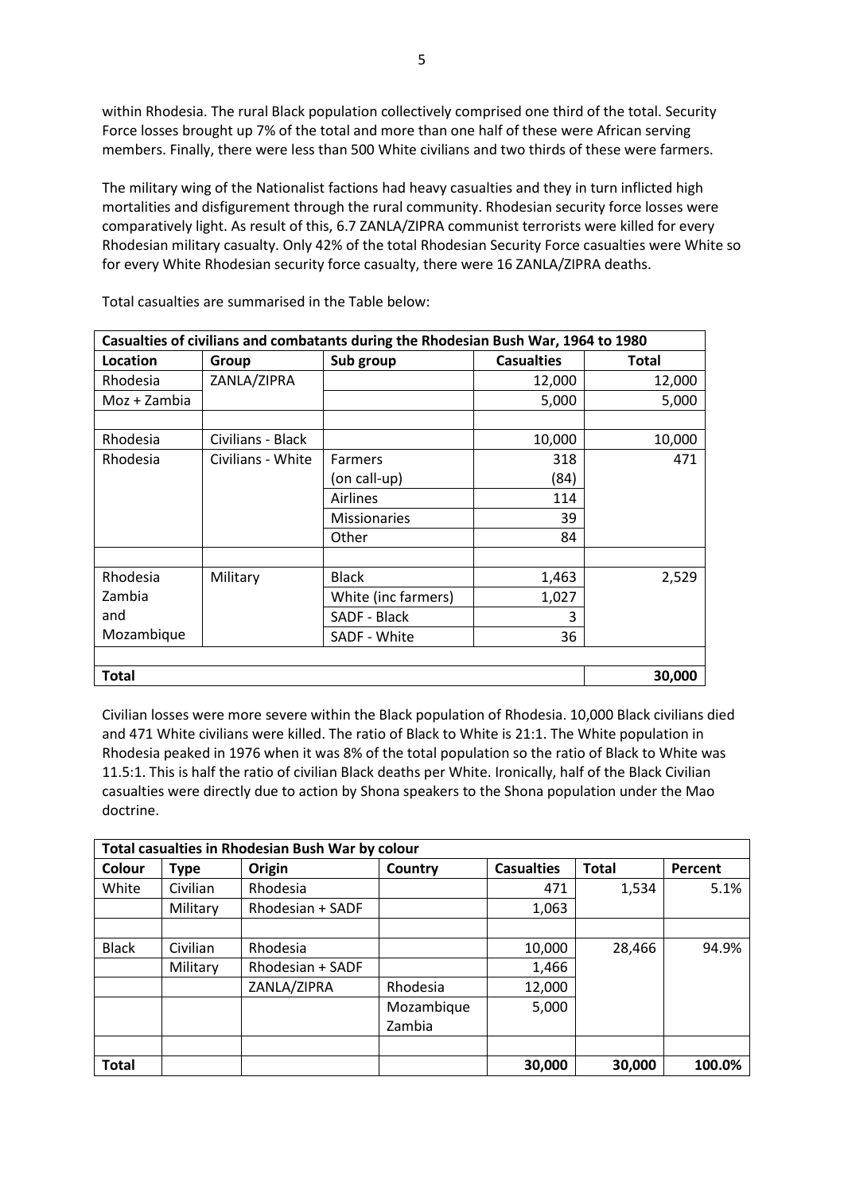within Rhodesia. The rural Black population collectively comprised one third of the total. Security Force losses brought up 7% of the total and more than one half of these were African serving members. Finally, there were less than 500 White civilians and two thirds of these were farmers.

The military wing of the Nationalist factions had heavy casualties and they in turn inflicted high mortalities and disfigurement through the rural community. Rhodesian security force losses were comparatively light. As result of this, 6.7 ZANLA/ZIPRA communist terrorists were killed for every Rhodesian military casualty. Only 42% of the total Rhodesian Security Force casualties were White so for every White Rhodesian security force casualty, there were 16 ZANLA/ZIPRA deaths.

Total casualties are summarised in the Table below:

| Casualties of civilians and combatants during the Rhodesian Bush War, 1964 to 1980 | | | | |
|---|---|---|---|---|
| **Location** | **Group** | **Sub group** | **Casualties** | **Total** |
| Rhodesia | ZANLA/ZIPRA | | 12,000 | 12,000 |
| Moz + Zambia | | | 5,000 | 5,000 |
| | | | | |
| Rhodesia | Civilians - Black | | 10,000 | 10,000 |
| Rhodesia | Civilians - White | Farmers | 318 | 471 |
| | | (on call-up) | (84) | |
| | | Airlines | 114 | |
| | | Missionaries | 39 | |
| | | Other | 84 | |
| | | | | |
| Rhodesia | Military | Black | 1,463 | 2,529 |
| Zambia | | White (inc farmers) | 1,027 | |
| and | | SADF - Black | 3 | |
| Mozambique | | SADF - White | 36 | |
| | | | | |
| **Total** | | | | **30,000** |

Civilian losses were more severe within the Black population of Rhodesia. 10,000 Black civilians died and 471 White civilians were killed. The ratio of Black to White is 21:1. The White population in Rhodesia peaked in 1976 when it was 8% of the total population so the ratio of Black to White was 11.5:1. This is half the ratio of civilian Black deaths per White. Ironically, half of the Black Civilian casualties were directly due to action by Shona speakers to the Shona population under the Mao doctrine.

| Total casualties in Rhodesian Bush War by colour | | | | | | |
|---|---|---|---|---|---|---|
| **Colour** | **Type** | **Origin** | **Country** | **Casualties** | **Total** | **Percent** |
| White | Civilian | Rhodesia | | 471 | 1,534 | 5.1% |
| | Military | Rhodesian + SADF | | 1,063 | | |
| | | | | | | |
| Black | Civilian | Rhodesia | | 10,000 | 28,466 | 94.9% |
| | Military | Rhodesian + SADF | | 1,466 | | |
| | | ZANLA/ZIPRA | Rhodesia | 12,000 | | |
| | | | Mozambique Zambia | 5,000 | | |
| | | | | | | |
| **Total** | | | | **30,000** | **30,000** | **100.0%** |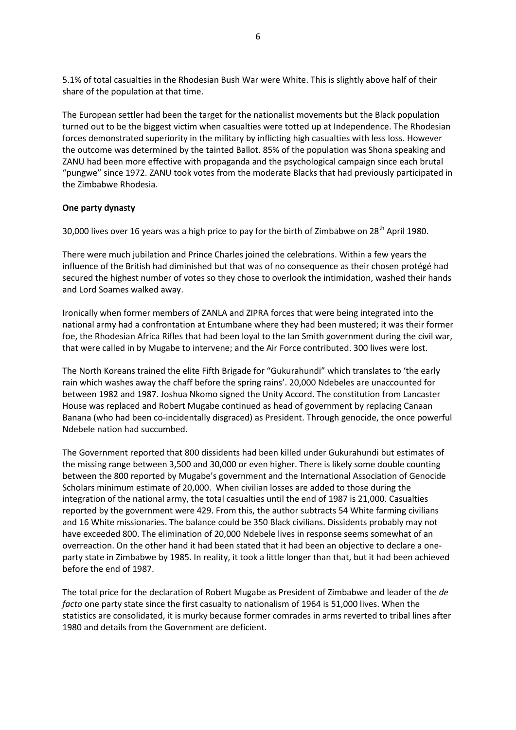5.1% of total casualties in the Rhodesian Bush War were White. This is slightly above half of their share of the population at that time.

The European settler had been the target for the nationalist movements but the Black population turned out to be the biggest victim when casualties were totted up at Independence. The Rhodesian forces demonstrated superiority in the military by inflicting high casualties with less loss. However the outcome was determined by the tainted Ballot. 85% of the population was Shona speaking and ZANU had been more effective with propaganda and the psychological campaign since each brutal "pungwe" since 1972. ZANU took votes from the moderate Blacks that had previously participated in the Zimbabwe Rhodesia.

**One party dynasty**

30,000 lives over 16 years was a high price to pay for the birth of Zimbabwe on 28th April 1980.

There were much jubilation and Prince Charles joined the celebrations. Within a few years the influence of the British had diminished but that was of no consequence as their chosen protégé had secured the highest number of votes so they chose to overlook the intimidation, washed their hands and Lord Soames walked away.

Ironically when former members of ZANLA and ZIPRA forces that were being integrated into the national army had a confrontation at Entumbane where they had been mustered; it was their former foe, the Rhodesian Africa Rifles that had been loyal to the Ian Smith government during the civil war, that were called in by Mugabe to intervene; and the Air Force contributed. 300 lives were lost.

The North Koreans trained the elite Fifth Brigade for "Gukurahundi" which translates to 'the early rain which washes away the chaff before the spring rains'. 20,000 Ndebeles are unaccounted for between 1982 and 1987. Joshua Nkomo signed the Unity Accord. The constitution from Lancaster House was replaced and Robert Mugabe continued as head of government by replacing Canaan Banana (who had been co-incidentally disgraced) as President. Through genocide, the once powerful Ndebele nation had succumbed.

The Government reported that 800 dissidents had been killed under Gukurahundi but estimates of the missing range between 3,500 and 30,000 or even higher. There is likely some double counting between the 800 reported by Mugabe's government and the International Association of Genocide Scholars minimum estimate of 20,000. When civilian losses are added to those during the integration of the national army, the total casualties until the end of 1987 is 21,000. Casualties reported by the government were 429. From this, the author subtracts 54 White farming civilians and 16 White missionaries. The balance could be 350 Black civilians. Dissidents probably may not have exceeded 800. The elimination of 20,000 Ndebele lives in response seems somewhat of an overreaction. On the other hand it had been stated that it had been an objective to declare a one-party state in Zimbabwe by 1985. In reality, it took a little longer than that, but it had been achieved before the end of 1987.

The total price for the declaration of Robert Mugabe as President of Zimbabwe and leader of the *de facto* one party state since the first casualty to nationalism of 1964 is 51,000 lives. When the statistics are consolidated, it is murky because former comrades in arms reverted to tribal lines after 1980 and details from the Government are deficient.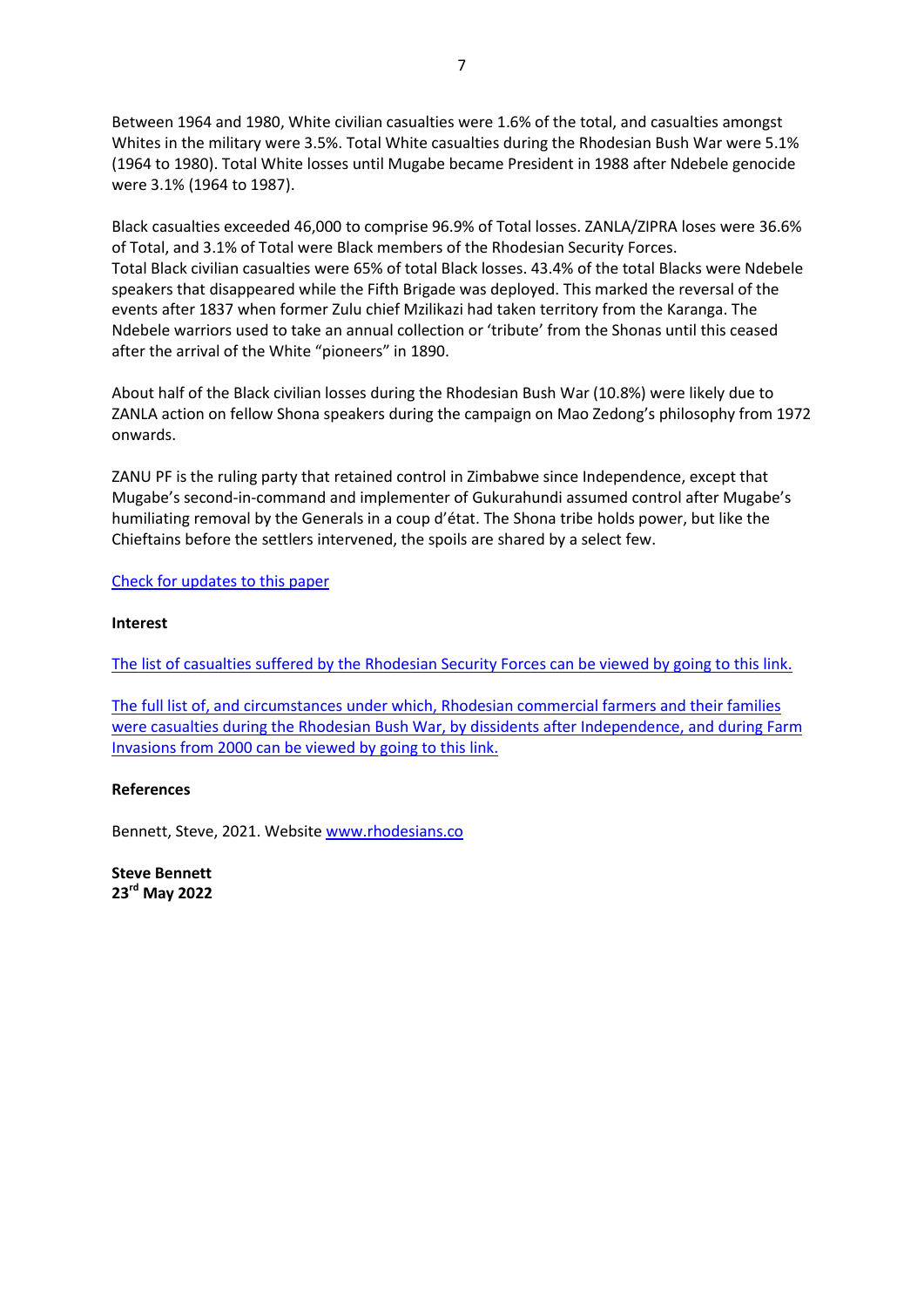Between 1964 and 1980, White civilian casualties were 1.6% of the total, and casualties amongst Whites in the military were 3.5%. Total White casualties during the Rhodesian Bush War were 5.1% (1964 to 1980). Total White losses until Mugabe became President in 1988 after Ndebele genocide were 3.1% (1964 to 1987).

Black casualties exceeded 46,000 to comprise 96.9% of Total losses. ZANLA/ZIPRA loses were 36.6% of Total, and 3.1% of Total were Black members of the Rhodesian Security Forces.
Total Black civilian casualties were 65% of total Black losses. 43.4% of the total Blacks were Ndebele speakers that disappeared while the Fifth Brigade was deployed. This marked the reversal of the events after 1837 when former Zulu chief Mzilikazi had taken territory from the Karanga. The Ndebele warriors used to take an annual collection or 'tribute' from the Shonas until this ceased after the arrival of the White "pioneers" in 1890.

About half of the Black civilian losses during the Rhodesian Bush War (10.8%) were likely due to ZANLA action on fellow Shona speakers during the campaign on Mao Zedong's philosophy from 1972 onwards.

ZANU PF is the ruling party that retained control in Zimbabwe since Independence, except that Mugabe's second-in-command and implementer of Gukurahundi assumed control after Mugabe's humiliating removal by the Generals in a coup d'état. The Shona tribe holds power, but like the Chieftains before the settlers intervened, the spoils are shared by a select few.

Check for updates to this paper

**Interest**

The list of casualties suffered by the Rhodesian Security Forces can be viewed by going to this link.

The full list of, and circumstances under which, Rhodesian commercial farmers and their families were casualties during the Rhodesian Bush War, by dissidents after Independence, and during Farm Invasions from 2000 can be viewed by going to this link.

**References**

Bennett, Steve, 2021. Website www.rhodesians.co

**Steve Bennett**
**23rd May 2022**